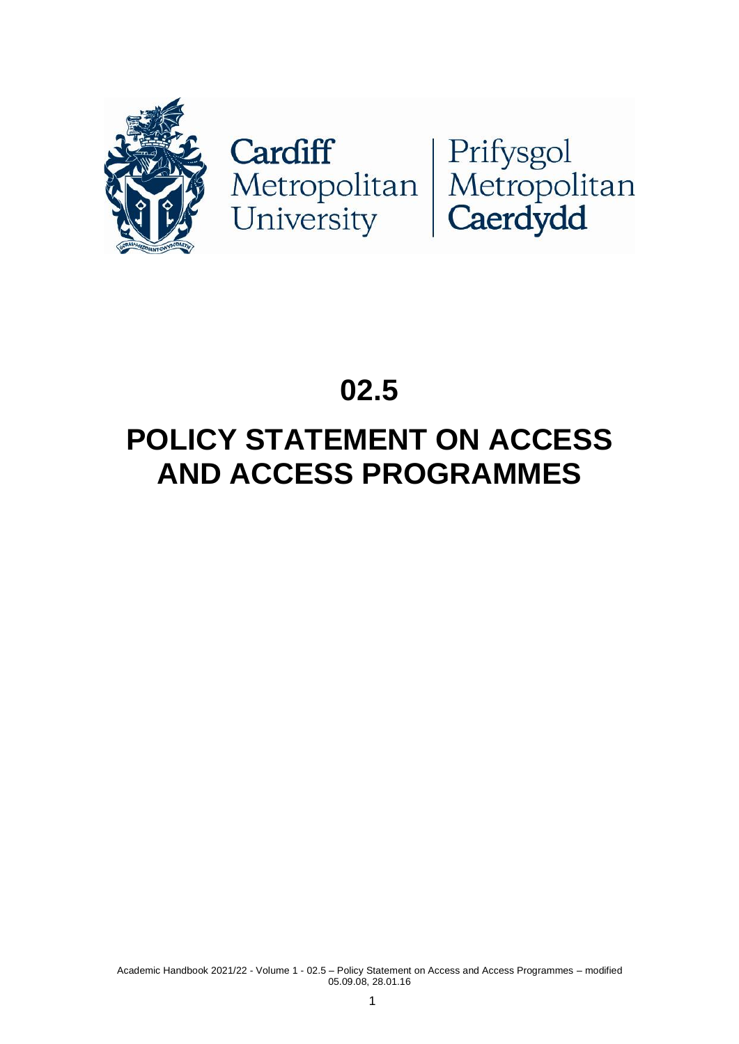Cardiff Metropolitan University | Prifysgol Metropolitan Caerdydd

# 02.5

# POLICY STATEMENT ON ACCESS AND ACCESS PROGRAMMES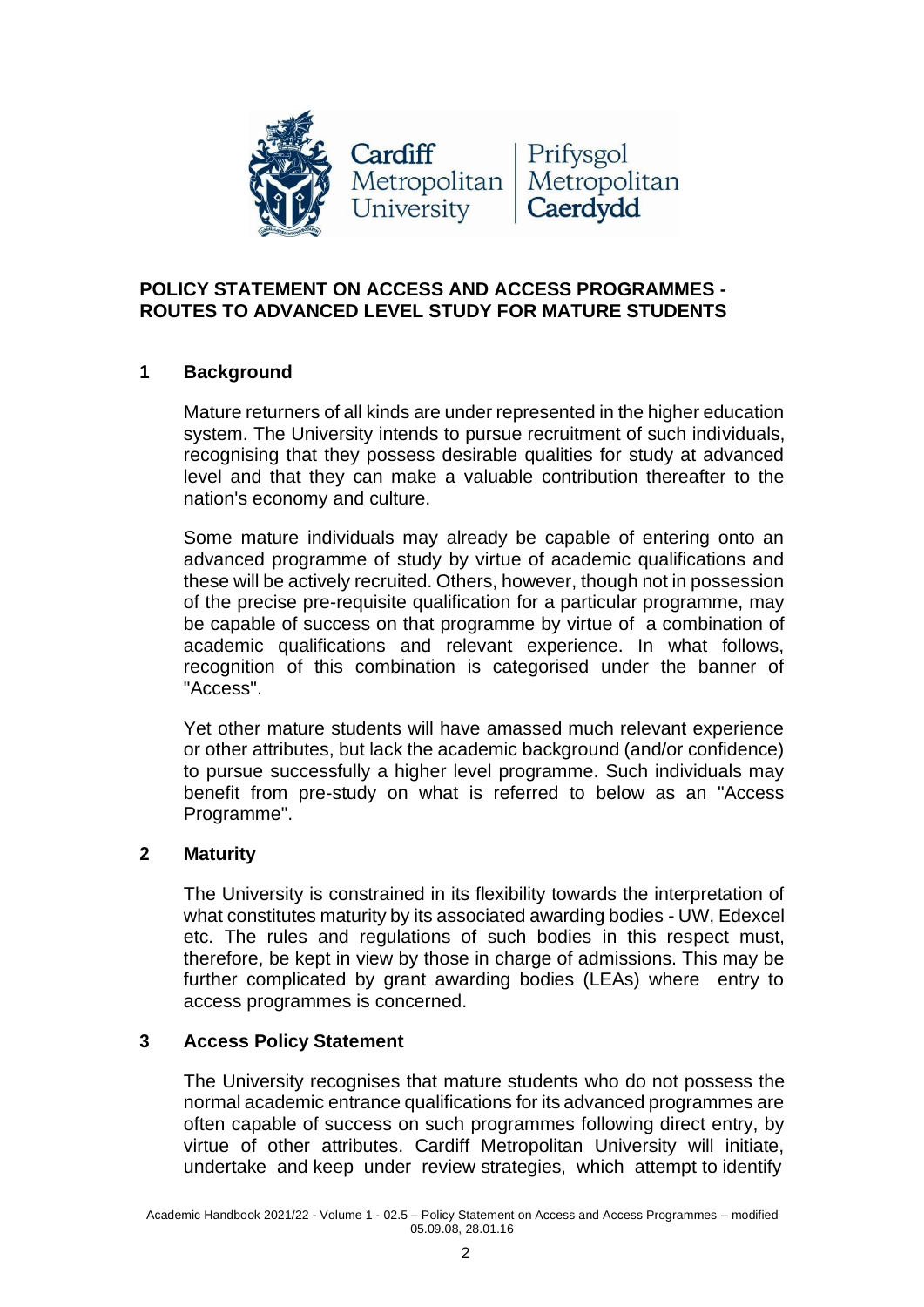# POLICY STATEMENT ON ACCESS AND ACCESS PROGRAMMES - ROUTES TO ADVANCED LEVEL STUDY FOR MATURE STUDENTS

## 1 Background

Mature returners of all kinds are under represented in the higher education system. The University intends to pursue recruitment of such individuals, recognising that they possess desirable qualities for study at advanced level and that they can make a valuable contribution thereafter to the nation's economy and culture.

Some mature individuals may already be capable of entering onto an advanced programme of study by virtue of academic qualifications and these will be actively recruited. Others, however, though not in possession of the precise pre-requisite qualification for a particular programme, may be capable of success on that programme by virtue of a combination of academic qualifications and relevant experience. In what follows, recognition of this combination is categorised under the banner of "Access".

Yet other mature students will have amassed much relevant experience or other attributes, but lack the academic background (and/or confidence) to pursue successfully a higher level programme. Such individuals may benefit from pre-study on what is referred to below as an "Access Programme".

## 2 Maturity

The University is constrained in its flexibility towards the interpretation of what constitutes maturity by its associated awarding bodies - UW, Edexcel etc. The rules and regulations of such bodies in this respect must, therefore, be kept in view by those in charge of admissions. This may be further complicated by grant awarding bodies (LEAs) where entry to access programmes is concerned.

## 3 Access Policy Statement

The University recognises that mature students who do not possess the normal academic entrance qualifications for its advanced programmes are often capable of success on such programmes following direct entry, by virtue of other attributes. Cardiff Metropolitan University will initiate, undertake and keep under review strategies, which attempt to identify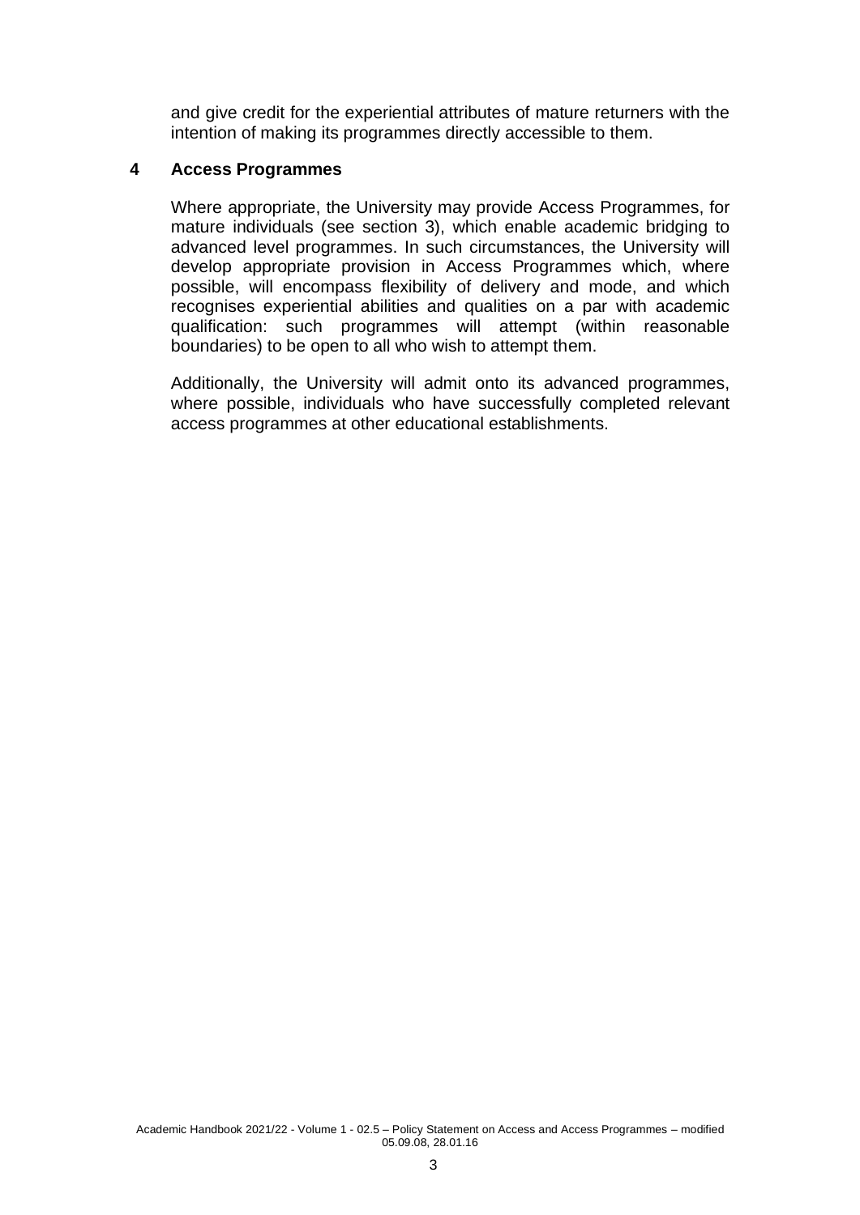and give credit for the experiential attributes of mature returners with the intention of making its programmes directly accessible to them.

## 4 Access Programmes

Where appropriate, the University may provide Access Programmes, for mature individuals (see section 3), which enable academic bridging to advanced level programmes. In such circumstances, the University will develop appropriate provision in Access Programmes which, where possible, will encompass flexibility of delivery and mode, and which recognises experiential abilities and qualities on a par with academic qualification: such programmes will attempt (within reasonable boundaries) to be open to all who wish to attempt them.

Additionally, the University will admit onto its advanced programmes, where possible, individuals who have successfully completed relevant access programmes at other educational establishments.